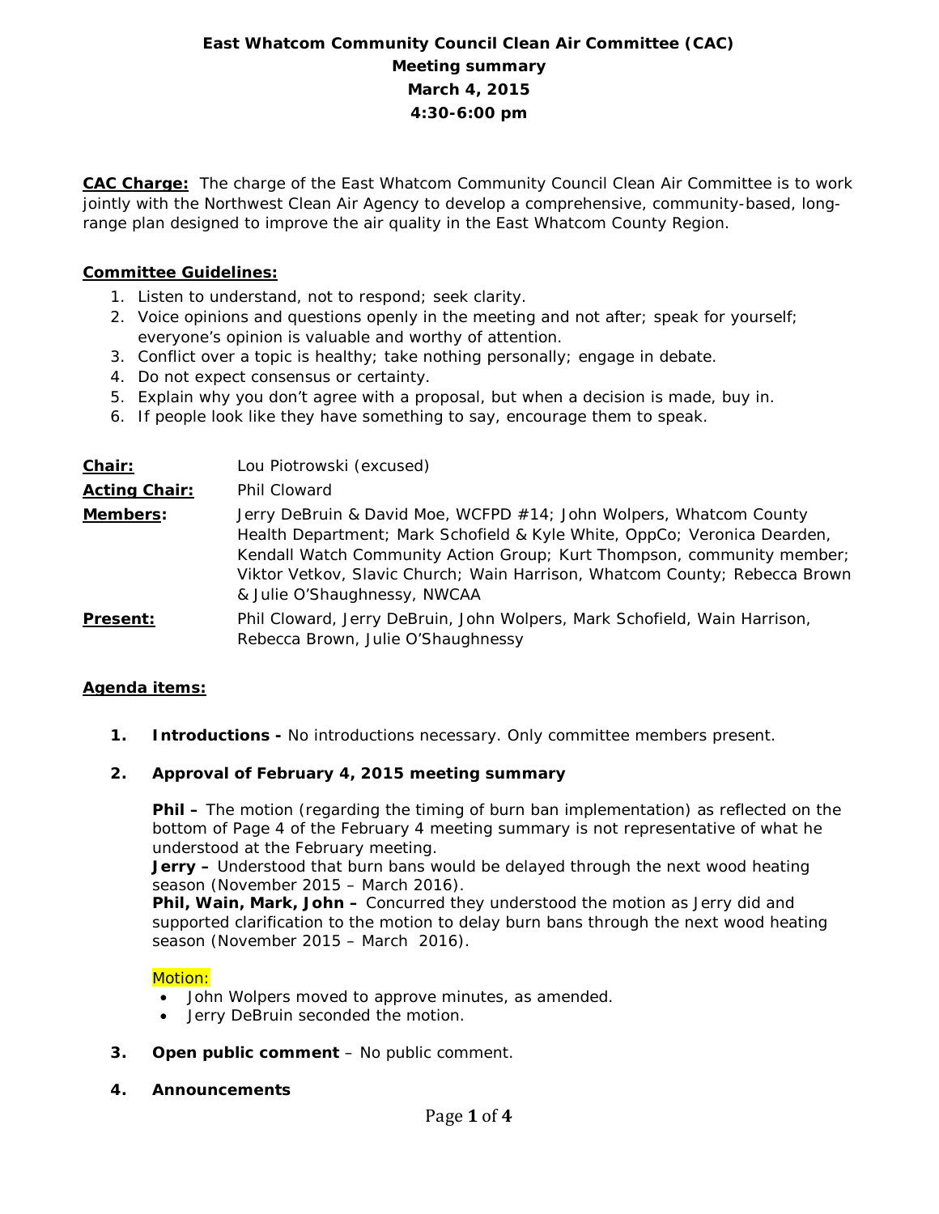# East Whatcom Community Council Clean Air Committee (CAC)
## Meeting summary
## March 4, 2015
## 4:30-6:00 pm

**CAC Charge:** The charge of the East Whatcom Community Council Clean Air Committee is to work jointly with the Northwest Clean Air Agency to develop a comprehensive, community-based, long-range plan designed to improve the air quality in the East Whatcom County Region.

**Committee Guidelines:**

1. Listen to understand, not to respond; seek clarity.
2. Voice opinions and questions openly in the meeting and not after; speak for yourself; everyone's opinion is valuable and worthy of attention.
3. Conflict over a topic is healthy; take nothing personally; engage in debate.
4. Do not expect consensus or certainty.
5. Explain why you don't agree with a proposal, but when a decision is made, buy in.
6. If people look like they have something to say, encourage them to speak.

**Chair:** Lou Piotrowski (excused)

**Acting Chair:** Phil Cloward

**Members:** Jerry DeBruin & David Moe, WCFPD #14; John Wolpers, Whatcom County Health Department; Mark Schofield & Kyle White, OppCo; Veronica Dearden, Kendall Watch Community Action Group; Kurt Thompson, community member; Viktor Vetkov, Slavic Church; Wain Harrison, Whatcom County; Rebecca Brown & Julie O'Shaughnessy, NWCAA

**Present:** Phil Cloward, Jerry DeBruin, John Wolpers, Mark Schofield, Wain Harrison, Rebecca Brown, Julie O'Shaughnessy

**Agenda items:**

1. **Introductions -** No introductions necessary. Only committee members present.

2. **Approval of February 4, 2015 meeting summary**

   **Phil –** The motion (regarding the timing of burn ban implementation) as reflected on the bottom of Page 4 of the February 4 meeting summary is not representative of what he understood at the February meeting.
   **Jerry –** Understood that burn bans would be delayed through the next wood heating season (November 2015 – March 2016).
   **Phil, Wain, Mark, John –** Concurred they understood the motion as Jerry did and supported clarification to the motion to delay burn bans through the next wood heating season (November 2015 – March 2016).

   Motion:
   - John Wolpers moved to approve minutes, as amended.
   - Jerry DeBruin seconded the motion.

3. **Open public comment** – No public comment.

4. **Announcements**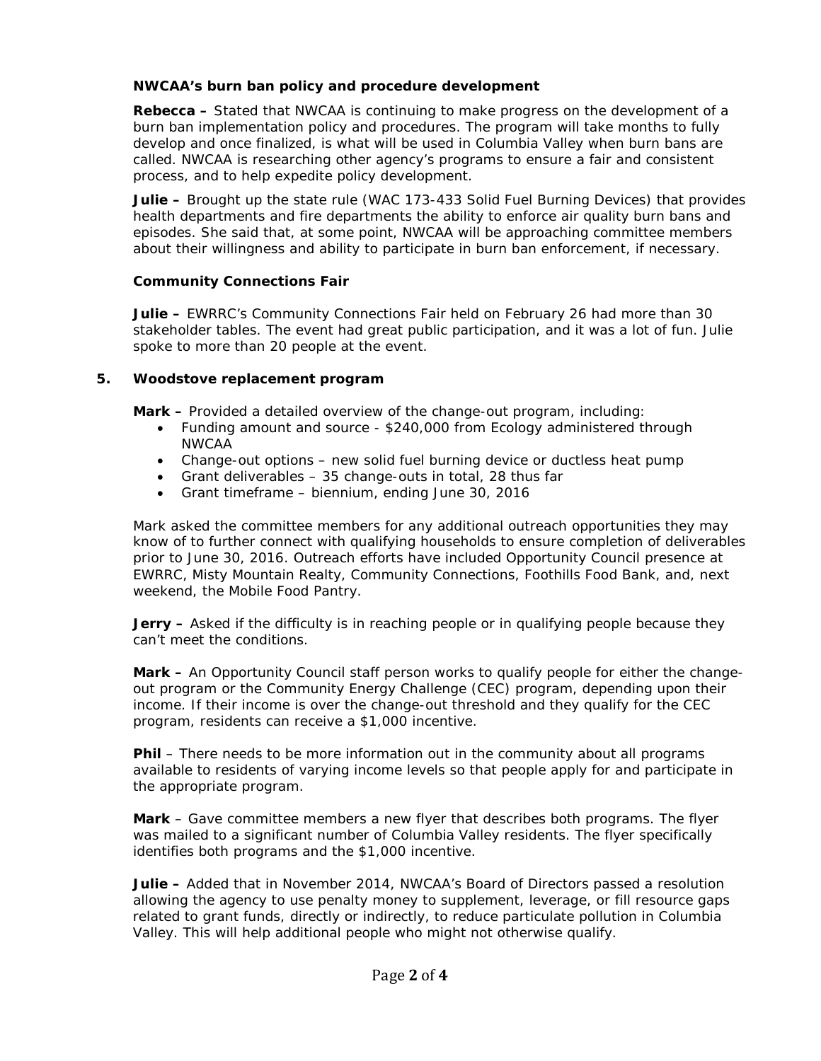**NWCAA's burn ban policy and procedure development**

**Rebecca –** Stated that NWCAA is continuing to make progress on the development of a burn ban implementation policy and procedures. The program will take months to fully develop and once finalized, is what will be used in Columbia Valley when burn bans are called. NWCAA is researching other agency's programs to ensure a fair and consistent process, and to help expedite policy development.

**Julie –** Brought up the state rule (WAC 173-433 Solid Fuel Burning Devices) that provides health departments and fire departments the ability to enforce air quality burn bans and episodes. She said that, at some point, NWCAA will be approaching committee members about their willingness and ability to participate in burn ban enforcement, if necessary.

**Community Connections Fair**

**Julie –** EWRRC's Community Connections Fair held on February 26 had more than 30 stakeholder tables. The event had great public participation, and it was a lot of fun. Julie spoke to more than 20 people at the event.

5. **Woodstove replacement program**

**Mark –** Provided a detailed overview of the change-out program, including:

- Funding amount and source - $240,000 from Ecology administered through NWCAA
- Change-out options – new solid fuel burning device or ductless heat pump
- Grant deliverables – 35 change-outs in total, 28 thus far
- Grant timeframe – biennium, ending June 30, 2016

Mark asked the committee members for any additional outreach opportunities they may know of to further connect with qualifying households to ensure completion of deliverables prior to June 30, 2016. Outreach efforts have included Opportunity Council presence at EWRRC, Misty Mountain Realty, Community Connections, Foothills Food Bank, and, next weekend, the Mobile Food Pantry.

**Jerry –** Asked if the difficulty is in reaching people or in qualifying people because they can't meet the conditions.

**Mark –** An Opportunity Council staff person works to qualify people for either the change-out program or the Community Energy Challenge (CEC) program, depending upon their income. If their income is over the change-out threshold and they qualify for the CEC program, residents can receive a $1,000 incentive.

**Phil** – There needs to be more information out in the community about all programs available to residents of varying income levels so that people apply for and participate in the appropriate program.

**Mark** – Gave committee members a new flyer that describes both programs. The flyer was mailed to a significant number of Columbia Valley residents. The flyer specifically identifies both programs and the $1,000 incentive.

**Julie –** Added that in November 2014, NWCAA's Board of Directors passed a resolution allowing the agency to use penalty money to supplement, leverage, or fill resource gaps related to grant funds, directly or indirectly, to reduce particulate pollution in Columbia Valley. This will help additional people who might not otherwise qualify.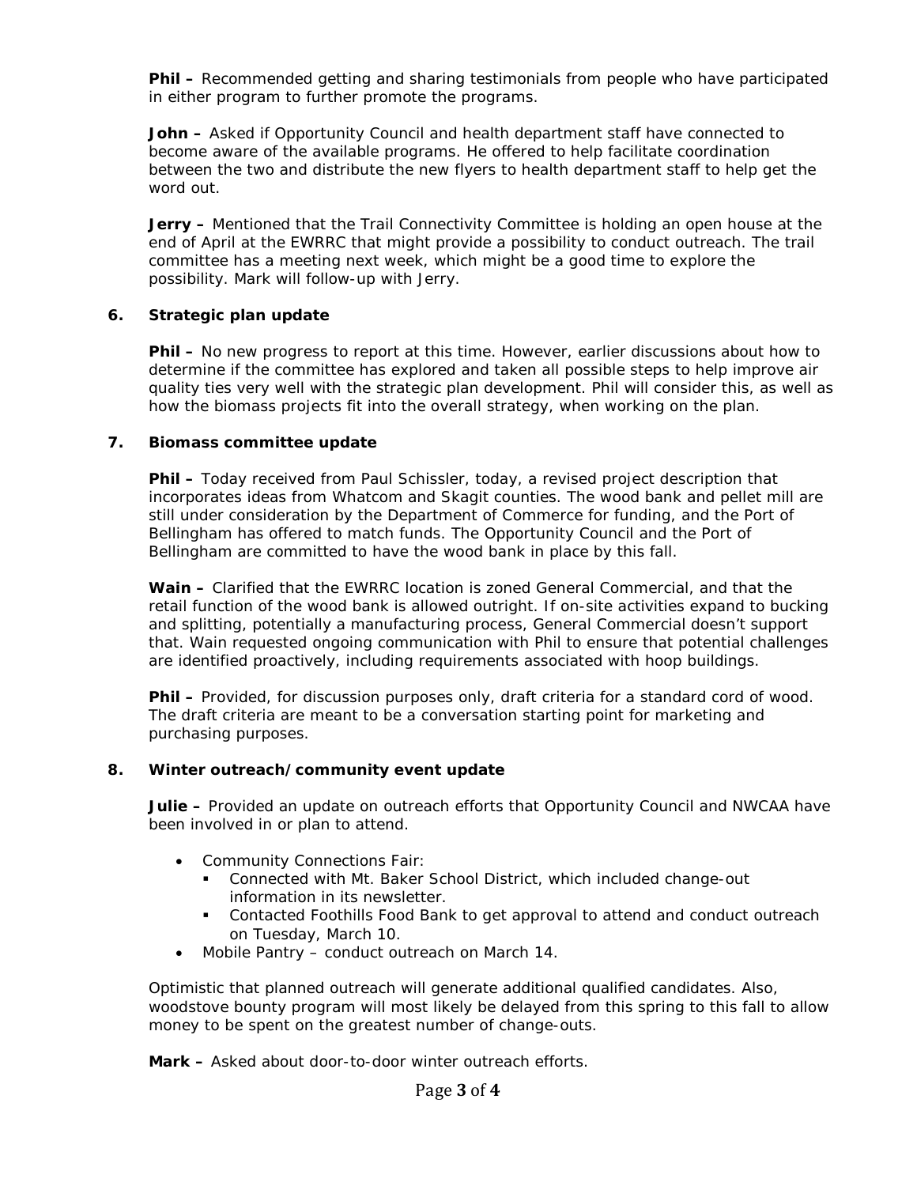**Phil –** Recommended getting and sharing testimonials from people who have participated in either program to further promote the programs.

**John –** Asked if Opportunity Council and health department staff have connected to become aware of the available programs. He offered to help facilitate coordination between the two and distribute the new flyers to health department staff to help get the word out.

**Jerry –** Mentioned that the Trail Connectivity Committee is holding an open house at the end of April at the EWRRC that might provide a possibility to conduct outreach. The trail committee has a meeting next week, which might be a good time to explore the possibility. Mark will follow-up with Jerry.

### 6. Strategic plan update

**Phil –** No new progress to report at this time. However, earlier discussions about how to determine if the committee has explored and taken all possible steps to help improve air quality ties very well with the strategic plan development. Phil will consider this, as well as how the biomass projects fit into the overall strategy, when working on the plan.

### 7. Biomass committee update

**Phil –** Today received from Paul Schissler, today, a revised project description that incorporates ideas from Whatcom and Skagit counties. The wood bank and pellet mill are still under consideration by the Department of Commerce for funding, and the Port of Bellingham has offered to match funds. The Opportunity Council and the Port of Bellingham are committed to have the wood bank in place by this fall.

**Wain –** Clarified that the EWRRC location is zoned General Commercial, and that the retail function of the wood bank is allowed outright. If on-site activities expand to bucking and splitting, potentially a manufacturing process, General Commercial doesn't support that. Wain requested ongoing communication with Phil to ensure that potential challenges are identified proactively, including requirements associated with hoop buildings.

**Phil –** Provided, for discussion purposes only, draft criteria for a standard cord of wood. The draft criteria are meant to be a conversation starting point for marketing and purchasing purposes.

### 8. Winter outreach/community event update

**Julie –** Provided an update on outreach efforts that Opportunity Council and NWCAA have been involved in or plan to attend.

- Community Connections Fair:
  - Connected with Mt. Baker School District, which included change-out information in its newsletter.
  - Contacted Foothills Food Bank to get approval to attend and conduct outreach on Tuesday, March 10.
- Mobile Pantry – conduct outreach on March 14.

Optimistic that planned outreach will generate additional qualified candidates. Also, woodstove bounty program will most likely be delayed from this spring to this fall to allow money to be spent on the greatest number of change-outs.

**Mark –** Asked about door-to-door winter outreach efforts.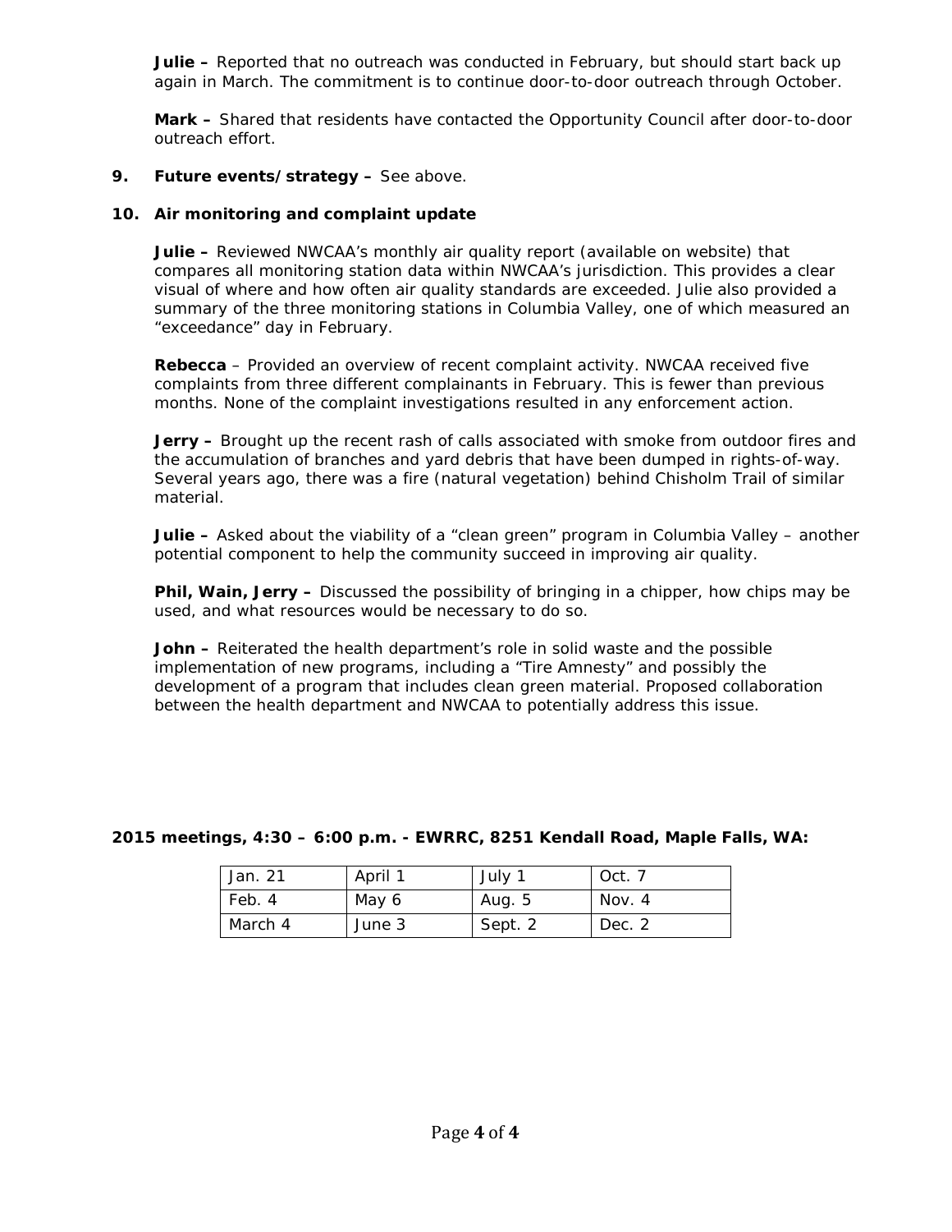**Julie –** Reported that no outreach was conducted in February, but should start back up again in March. The commitment is to continue door-to-door outreach through October.

**Mark –** Shared that residents have contacted the Opportunity Council after door-to-door outreach effort.

**9. Future events/strategy –** See above.

**10. Air monitoring and complaint update**

**Julie –** Reviewed NWCAA's monthly air quality report (available on website) that compares all monitoring station data within NWCAA's jurisdiction. This provides a clear visual of where and how often air quality standards are exceeded. Julie also provided a summary of the three monitoring stations in Columbia Valley, one of which measured an "exceedance" day in February.

**Rebecca** – Provided an overview of recent complaint activity. NWCAA received five complaints from three different complainants in February. This is fewer than previous months. None of the complaint investigations resulted in any enforcement action.

**Jerry –** Brought up the recent rash of calls associated with smoke from outdoor fires and the accumulation of branches and yard debris that have been dumped in rights-of-way. Several years ago, there was a fire (natural vegetation) behind Chisholm Trail of similar material.

**Julie –** Asked about the viability of a "clean green" program in Columbia Valley – another potential component to help the community succeed in improving air quality.

**Phil, Wain, Jerry –** Discussed the possibility of bringing in a chipper, how chips may be used, and what resources would be necessary to do so.

**John –** Reiterated the health department's role in solid waste and the possible implementation of new programs, including a "Tire Amnesty" and possibly the development of a program that includes clean green material. Proposed collaboration between the health department and NWCAA to potentially address this issue.

**2015 meetings, 4:30 – 6:00 p.m. - EWRRC, 8251 Kendall Road, Maple Falls, WA:**

| | | | |
|---|---|---|---|
| Jan. 21 | April 1 | July 1 | Oct. 7 |
| Feb. 4 | May 6 | Aug. 5 | Nov. 4 |
| March 4 | June 3 | Sept. 2 | Dec. 2 |